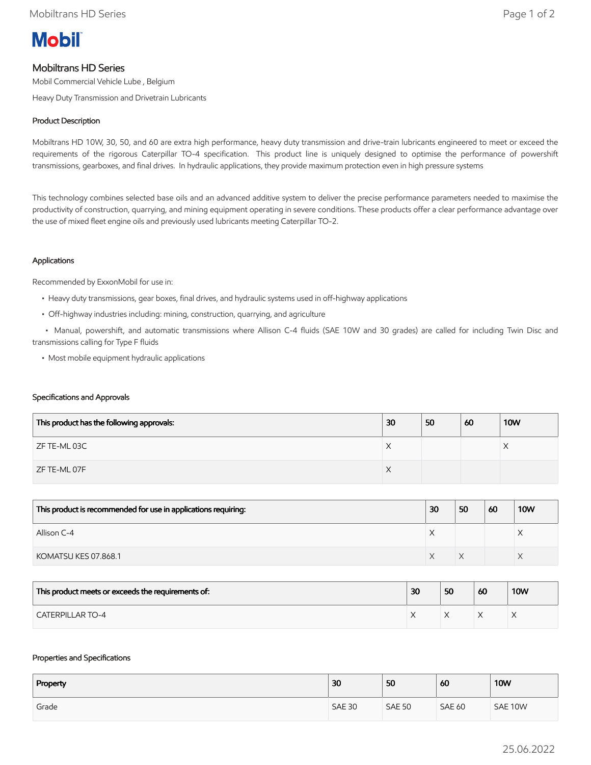Mobil

# Mobiltrans HD Series

Mobil Commercial Vehicle Lube , Belgium

Heavy Duty Transmission and Drivetrain Lubricants

### Product Description

Mobiltrans HD 10W, 30, 50, and 60 are extra high performance, heavy duty transmission and drive-train lubricants engineered to meet or exceed the requirements of the rigorous Caterpillar TO-4 specification. This product line is uniquely designed to optimise the performance of powershift transmissions, gearboxes, and final drives. In hydraulic applications, they provide maximum protection even in high pressure systems

This technology combines selected base oils and an advanced additive system to deliver the precise performance parameters needed to maximise the productivity of construction, quarrying, and mining equipment operating in severe conditions. These products offer a clear performance advantage over the use of mixed fleet engine oils and previously used lubricants meeting Caterpillar TO-2.

### Applications

Recommended by ExxonMobil for use in:

- Heavy duty transmissions, gear boxes, final drives, and hydraulic systems used in off-highway applications
- Off-highway industries including: mining, construction, quarrying, and agriculture
- Manual, powershift, and automatic transmissions where Allison C-4 fluids (SAE 10W and 30 grades) are called for including Twin Disc and transmissions calling for Type F fluids
- Most mobile equipment hydraulic applications

### Specifications and Approvals

| This product has the following approvals: | 30 | 50 | 60 | 10W |
|---|---|---|---|---|
| ZF TE-ML 03C | X | | | X |
| ZF TE-ML 07F | X | | | |

| This product is recommended for use in applications requiring: | 30 | 50 | 60 | 10W |
|---|---|---|---|---|
| Allison C-4 | X | | | X |
| KOMATSU KES 07.868.1 | X | X | | X |

| This product meets or exceeds the requirements of: | 30 | 50 | 60 | 10W |
|---|---|---|---|---|
| CATERPILLAR TO-4 | X | X | X | X |

### Properties and Specifications

| Property | 30 | 50 | 60 | 10W |
|---|---|---|---|---|
| Grade | SAE 30 | SAE 50 | SAE 60 | SAE 10W |

25.06.2022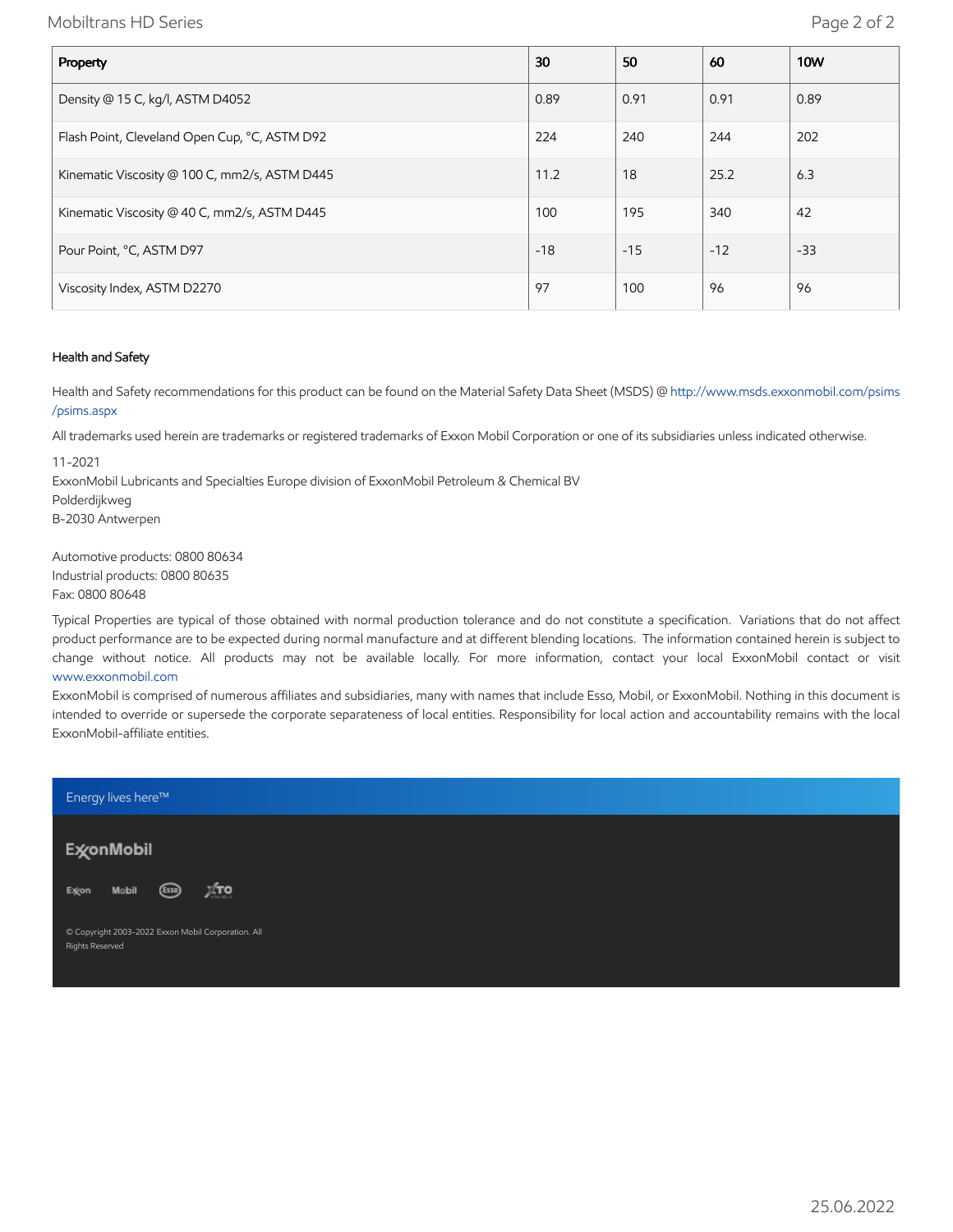| Property | 30 | 50 | 60 | 10W |
|---|---|---|---|---|
| Density @ 15 C, kg/l, ASTM D4052 | 0.89 | 0.91 | 0.91 | 0.89 |
| Flash Point, Cleveland Open Cup, °C, ASTM D92 | 224 | 240 | 244 | 202 |
| Kinematic Viscosity @ 100 C, mm2/s, ASTM D445 | 11.2 | 18 | 25.2 | 6.3 |
| Kinematic Viscosity @ 40 C, mm2/s, ASTM D445 | 100 | 195 | 340 | 42 |
| Pour Point, °C, ASTM D97 | -18 | -15 | -12 | -33 |
| Viscosity Index, ASTM D2270 | 97 | 100 | 96 | 96 |

### Health and Safety

Health and Safety recommendations for this product can be found on the Material Safety Data Sheet (MSDS) @ http://www.msds.exxonmobil.com/psims/psims.aspx

All trademarks used herein are trademarks or registered trademarks of Exxon Mobil Corporation or one of its subsidiaries unless indicated otherwise.

11-2021
ExxonMobil Lubricants and Specialties Europe division of ExxonMobil Petroleum & Chemical BV
Polderdijkweg
B-2030 Antwerpen

Automotive products: 0800 80634
Industrial products: 0800 80635
Fax: 0800 80648

Typical Properties are typical of those obtained with normal production tolerance and do not constitute a specification. Variations that do not affect product performance are to be expected during normal manufacture and at different blending locations. The information contained herein is subject to change without notice. All products may not be available locally. For more information, contact your local ExxonMobil contact or visit www.exxonmobil.com

ExxonMobil is comprised of numerous affiliates and subsidiaries, many with names that include Esso, Mobil, or ExxonMobil. Nothing in this document is intended to override or supersede the corporate separateness of local entities. Responsibility for local action and accountability remains with the local ExxonMobil-affiliate entities.

Energy lives here™

ExxonMobil

Exxon Mobil Esso XTO

© Copyright 2003-2022 Exxon Mobil Corporation. All Rights Reserved